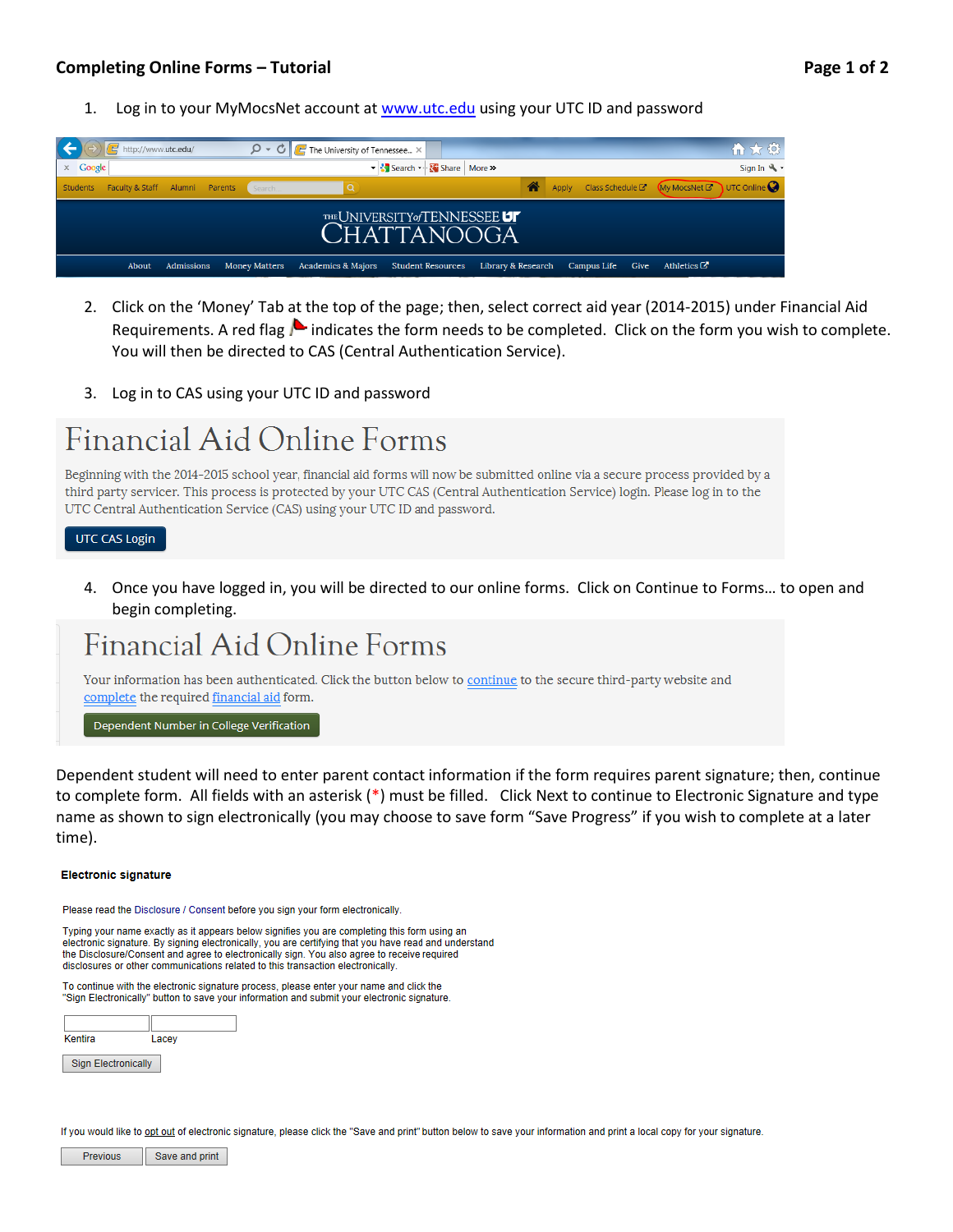# Completing Online Forms – Tutorial

1. Log in to your MyMocsNet account at www.utc.edu using your UTC ID and password

2. Click on the 'Money' Tab at the top of the page; then, select correct aid year (2014-2015) under Financial Aid Requirements. A red flag indicates the form needs to be completed. Click on the form you wish to complete. You will then be directed to CAS (Central Authentication Service).

3. Log in to CAS using your UTC ID and password

> ## Financial Aid Online Forms
>
> Beginning with the 2014-2015 school year, financial aid forms will now be submitted online via a secure process provided by a third party servicer. This process is protected by your UTC CAS (Central Authentication Service) login. Please log in to the UTC Central Authentication Service (CAS) using your UTC ID and password.
>
> UTC CAS Login

4. Once you have logged in, you will be directed to our online forms. Click on Continue to Forms… to open and begin completing.

> ## Financial Aid Online Forms
>
> Your information has been authenticated. Click the button below to continue to the secure third-party website and complete the required financial aid form.
>
> Dependent Number in College Verification

Dependent student will need to enter parent contact information if the form requires parent signature; then, continue to complete form. All fields with an asterisk (*) must be filled. Click Next to continue to Electronic Signature and type name as shown to sign electronically (you may choose to save form "Save Progress" if you wish to complete at a later time).

> **Electronic signature**
>
> Please read the Disclosure / Consent before you sign your form electronically.
>
> Typing your name exactly as it appears below signifies you are completing this form using an electronic signature. By signing electronically, you are certifying that you have read and understand the Disclosure/Consent and agree to electronically sign. You also agree to receive required disclosures or other communications related to this transaction electronically.
>
> To continue with the electronic signature process, please enter your name and click the "Sign Electronically" button to save your information and submit your electronic signature.
>
> Kentira Lacey
>
> Sign Electronically
>
> If you would like to opt out of electronic signature, please click the "Save and print" button below to save your information and print a local copy for your signature.
>
> Previous Save and print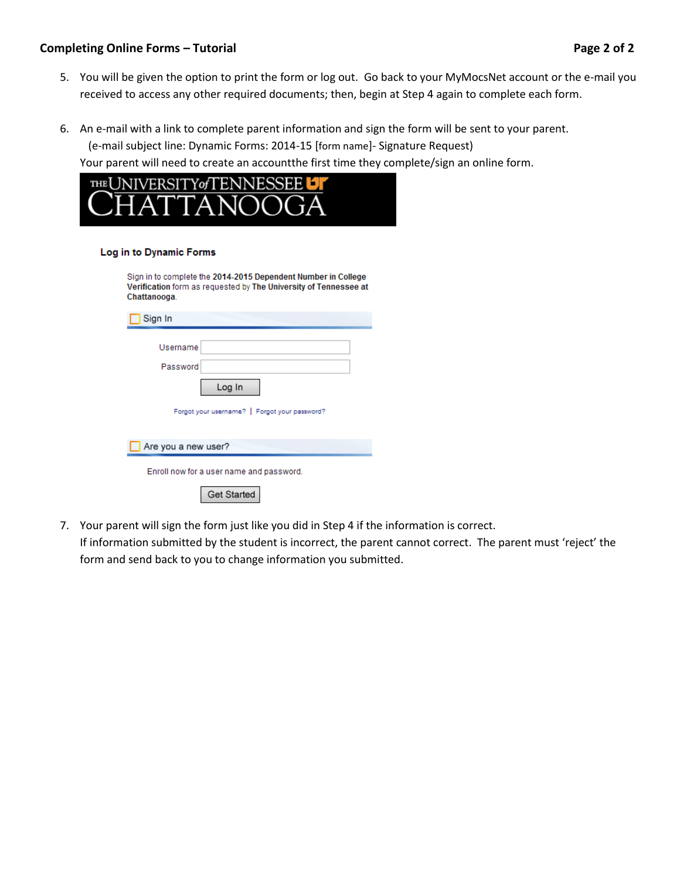5. You will be given the option to print the form or log out. Go back to your MyMocsNet account or the e-mail you received to access any other required documents; then, begin at Step 4 again to complete each form.

6. An e-mail with a link to complete parent information and sign the form will be sent to your parent.
   (e-mail subject line: Dynamic Forms: 2014-15 [form name]- Signature Request)
   Your parent will need to create an accountthe first time they complete/sign an online form.

   THE UNIVERSITY of TENNESSEE UT CHATTANOOGA

   **Log in to Dynamic Forms**

   Sign in to complete the **2014-2015 Dependent Number in College Verification** form as requested by **The University of Tennessee at Chattanooga**.

   Sign In

   Username

   Password

   Log In

   Forgot your username? | Forgot your password?

   Are you a new user?

   Enroll now for a user name and password.

   Get Started

7. Your parent will sign the form just like you did in Step 4 if the information is correct.
   If information submitted by the student is incorrect, the parent cannot correct. The parent must 'reject' the form and send back to you to change information you submitted.